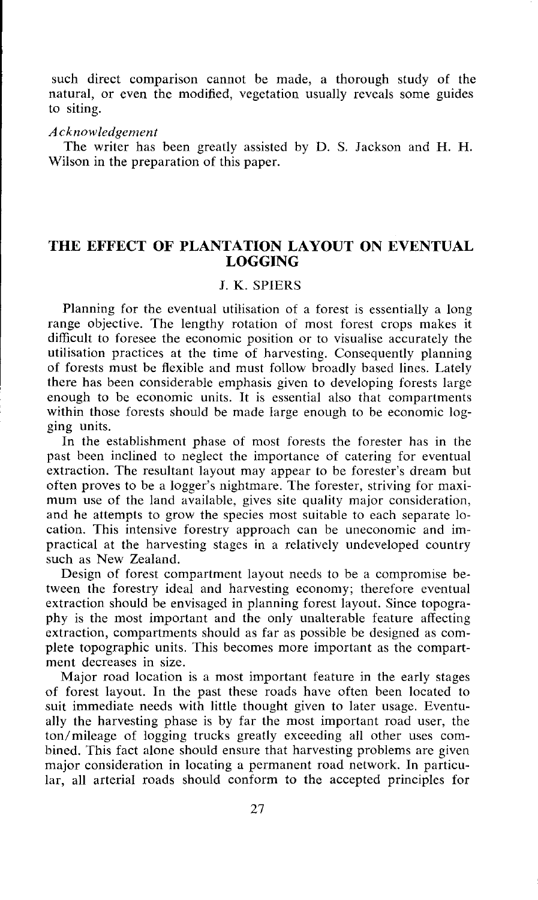such direct comparison cannot be made, a thorough study of the natural, or even the modified, vegetation usually reveals some guides to siting.

*Acknowledgement*

The writer has been greatly assisted by D. S. Jackson and H. H. Wilson in the preparation of this paper.

## THE EFFECT OF PLANTATION LAYOUT ON EVENTUAL LOGGING

### J. K. SPIERS

Planning for the eventual utilisation of a forest is essentially a long range objective. The lengthy rotation of most forest crops makes it difficult to foresee the economic position or to visualise accurately the utilisation practices at the time of harvesting. Consequently planning of forests must be flexible and must follow broadly based lines. Lately there has been considerable emphasis given to developing forests large enough to be economic units. It is essential also that compartments within those forests should be made large enough to be economic logging units.

In the establishment phase of most forests the forester has in the past been inclined to neglect the importance of catering for eventual extraction. The resultant layout may appear to be forester's dream but often proves to be a logger's nightmare. The forester, striving for maximum use of the land available, gives site quality major consideration, and he attempts to grow the species most suitable to each separate location. This intensive forestry approach can be uneconomic and impractical at the harvesting stages in a relatively undeveloped country such as New Zealand.

Design of forest compartment layout needs to be a compromise between the forestry ideal and harvesting economy; therefore eventual extraction should be envisaged in planning forest layout. Since topography is the most important and the only unalterable feature affecting extraction, compartments should as far as possible be designed as complete topographic units. This becomes more important as the compartment decreases in size.

Major road location is a most important feature in the early stages of forest layout. In the past these roads have often been located to suit immediate needs with little thought given to later usage. Eventually the harvesting phase is by far the most important road user, the ton/mileage of logging trucks greatly exceeding all other uses combined. This fact alone should ensure that harvesting problems are given major consideration in locating a permanent road network. In particular, all arterial roads should conform to the accepted principles for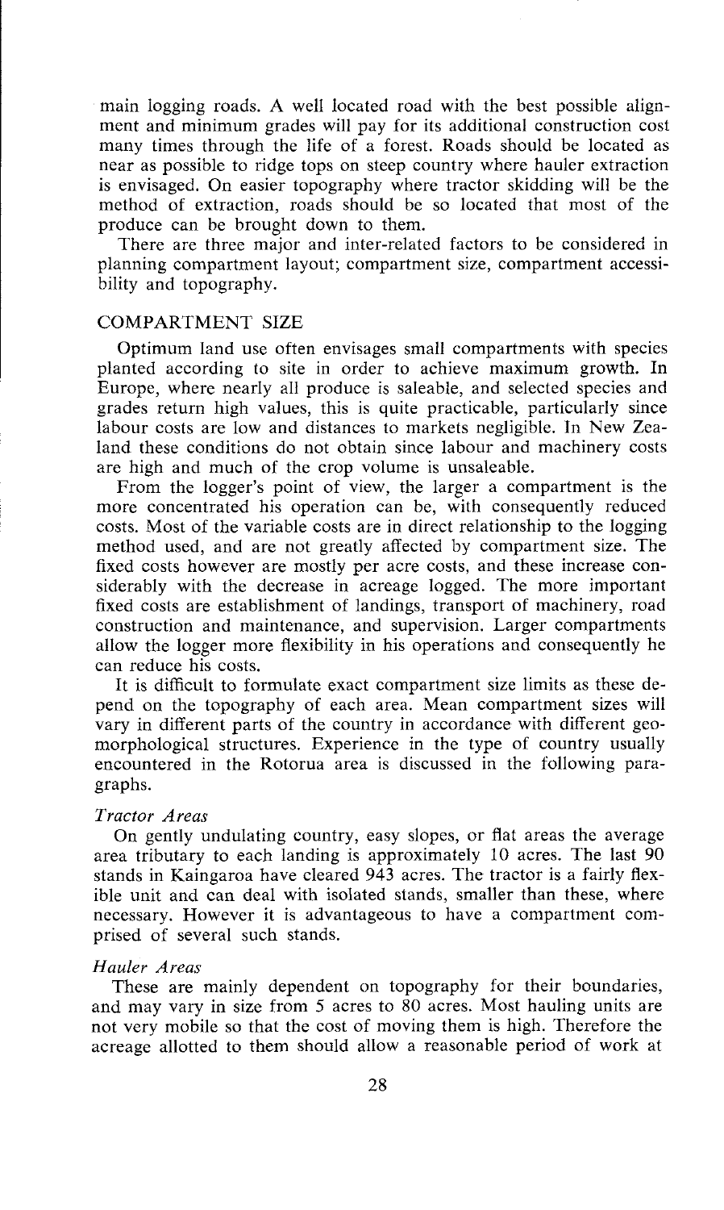main logging roads. A well located road with the best possible alignment and minimum grades will pay for its additional construction cost many times through the life of a forest. Roads should be located as near as possible to ridge tops on steep country where hauler extraction is envisaged. On easier topography where tractor skidding will be the method of extraction, roads should be so located that most of the produce can be brought down to them.

There are three major and inter-related factors to be considered in planning compartment layout; compartment size, compartment accessibility and topography.

## COMPARTMENT SIZE

Optimum land use often envisages small compartments with species planted according to site in order to achieve maximum growth. In Europe, where nearly all produce is saleable, and selected species and grades return high values, this is quite practicable, particularly since labour costs are low and distances to markets negligible. In New Zealand these conditions do not obtain since labour and machinery costs are high and much of the crop volume is unsaleable.

From the logger's point of view, the larger a compartment is the more concentrated his operation can be, with consequently reduced costs. Most of the variable costs are in direct relationship to the logging method used, and are not greatly affected by compartment size. The fixed costs however are mostly per acre costs, and these increase considerably with the decrease in acreage logged. The more important fixed costs are establishment of landings, transport of machinery, road construction and maintenance, and supervision. Larger compartments allow the logger more flexibility in his operations and consequently he can reduce his costs.

It is difficult to formulate exact compartment size limits as these depend on the topography of each area. Mean compartment sizes will vary in different parts of the country in accordance with different geomorphological structures. Experience in the type of country usually encountered in the Rotorua area is discussed in the following paragraphs.

### *Tractor Areas*

On gently undulating country, easy slopes, or flat areas the average area tributary to each landing is approximately 10 acres. The last 90 stands in Kaingaroa have cleared 943 acres. The tractor is a fairly flexible unit and can deal with isolated stands, smaller than these, where necessary. However it is advantageous to have a compartment comprised of several such stands.

### *Hauler Areas*

These are mainly dependent on topography for their boundaries, and may vary in size from 5 acres to 80 acres. Most hauling units are not very mobile so that the cost of moving them is high. Therefore the acreage allotted to them should allow a reasonable period of work at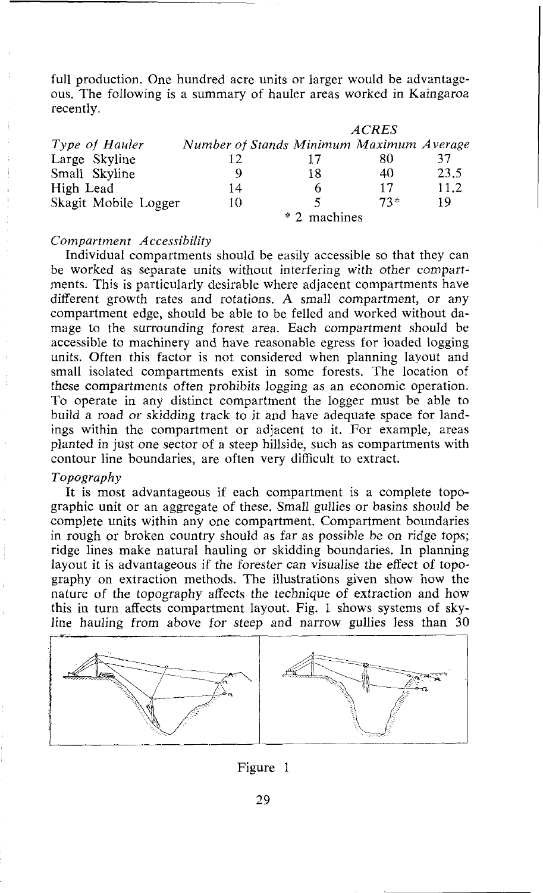full production. One hundred acre units or larger would be advantageous. The following is a summary of hauler areas worked in Kaingaroa recently.

| *Type of Hauler* | *Number of Stands* | *ACRES Minimum* | *Maximum* | *Average* |
|---|---|---|---|---|
| Large Skyline | 12 | 17 | 80 | 37 |
| Small Skyline | 9 | 18 | 40 | 23.5 |
| High Lead | 14 | 6 | 17 | 11.2 |
| Skagit Mobile Logger | 10 | 5 | 73* | 19 |

\* 2 machines

### *Compartment Accessibility*

Individual compartments should be easily accessible so that they can be worked as separate units without interfering with other compartments. This is particularly desirable where adjacent compartments have different growth rates and rotations. A small compartment, or any compartment edge, should be able to be felled and worked without damage to the surrounding forest area. Each compartment should be accessible to machinery and have reasonable egress for loaded logging units. Often this factor is not considered when planning layout and small isolated compartments exist in some forests. The location of these compartments often prohibits logging as an economic operation. To operate in any distinct compartment the logger must be able to build a road or skidding track to it and have adequate space for landings within the compartment or adjacent to it. For example, areas planted in just one sector of a steep hillside, such as compartments with contour line boundaries, are often very difficult to extract.

### *Topography*

It is most advantageous if each compartment is a complete topographic unit or an aggregate of these. Small gullies or basins should be complete units within any one compartment. Compartment boundaries in rough or broken country should as far as possible be on ridge tops; ridge lines make natural hauling or skidding boundaries. In planning layout it is advantageous if the forester can visualise the effect of topography on extraction methods. The illustrations given show how the nature of the topography affects the technique of extraction and how this in turn affects compartment layout. Fig. 1 shows systems of skyline hauling from above for steep and narrow gullies less than 30

Figure 1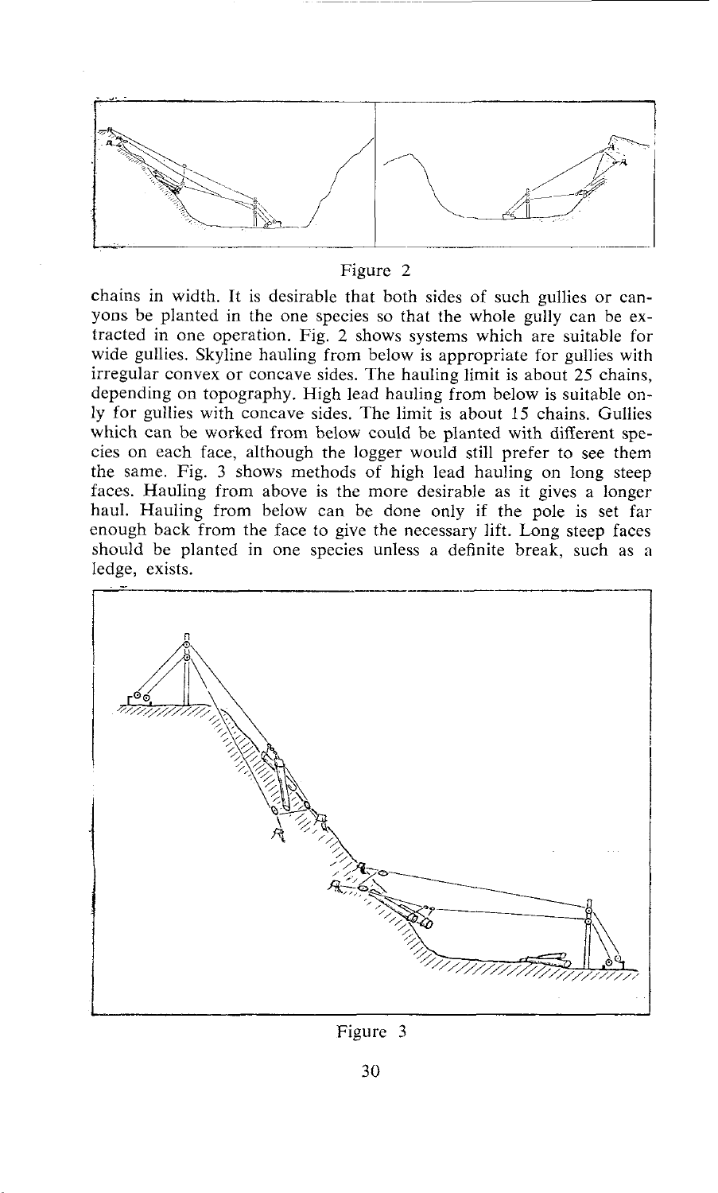Figure 2

chains in width. It is desirable that both sides of such gullies or canyons be planted in the one species so that the whole gully can be extracted in one operation. Fig. 2 shows systems which are suitable for wide gullies. Skyline hauling from below is appropriate for gullies with irregular convex or concave sides. The hauling limit is about 25 chains, depending on topography. High lead hauling from below is suitable only for gullies with concave sides. The limit is about 15 chains. Gullies which can be worked from below could be planted with different species on each face, although the logger would still prefer to see them the same. Fig. 3 shows methods of high lead hauling on long steep faces. Hauling from above is the more desirable as it gives a longer haul. Hauling from below can be done only if the pole is set far enough back from the face to give the necessary lift. Long steep faces should be planted in one species unless a definite break, such as a ledge, exists.

Figure 3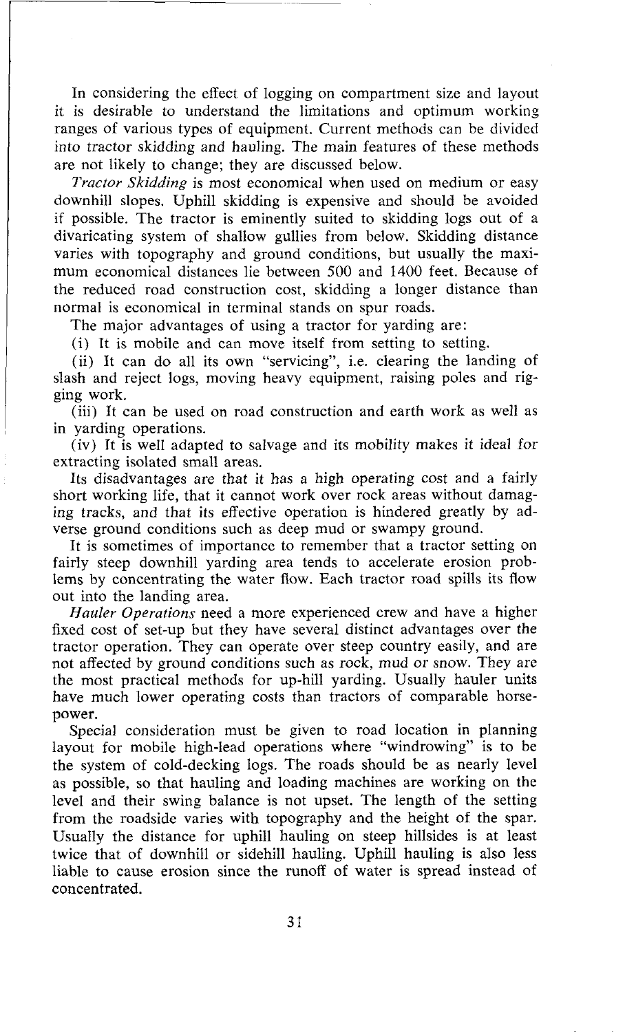In considering the effect of logging on compartment size and layout it is desirable to understand the limitations and optimum working ranges of various types of equipment. Current methods can be divided into tractor skidding and hauling. The main features of these methods are not likely to change; they are discussed below.

*Tractor Skidding* is most economical when used on medium or easy downhill slopes. Uphill skidding is expensive and should be avoided if possible. The tractor is eminently suited to skidding logs out of a divaricating system of shallow gullies from below. Skidding distance varies with topography and ground conditions, but usually the maximum economical distances lie between 500 and 1400 feet. Because of the reduced road construction cost, skidding a longer distance than normal is economical in terminal stands on spur roads.

The major advantages of using a tractor for yarding are:

(i) It is mobile and can move itself from setting to setting.

(ii) It can do all its own "servicing", i.e. clearing the landing of slash and reject logs, moving heavy equipment, raising poles and rigging work.

(iii) It can be used on road construction and earth work as well as in yarding operations.

(iv) It is well adapted to salvage and its mobility makes it ideal for extracting isolated small areas.

Its disadvantages are that it has a high operating cost and a fairly short working life, that it cannot work over rock areas without damaging tracks, and that its effective operation is hindered greatly by adverse ground conditions such as deep mud or swampy ground.

It is sometimes of importance to remember that a tractor setting on fairly steep downhill yarding area tends to accelerate erosion problems by concentrating the water flow. Each tractor road spills its flow out into the landing area.

*Hauler Operations* need a more experienced crew and have a higher fixed cost of set-up but they have several distinct advantages over the tractor operation. They can operate over steep country easily, and are not affected by ground conditions such as rock, mud or snow. They are the most practical methods for up-hill yarding. Usually hauler units have much lower operating costs than tractors of comparable horsepower.

Special consideration must be given to road location in planning layout for mobile high-lead operations where "windrowing" is to be the system of cold-decking logs. The roads should be as nearly level as possible, so that hauling and loading machines are working on the level and their swing balance is not upset. The length of the setting from the roadside varies with topography and the height of the spar. Usually the distance for uphill hauling on steep hillsides is at least twice that of downhill or sidehill hauling. Uphill hauling is also less liable to cause erosion since the runoff of water is spread instead of concentrated.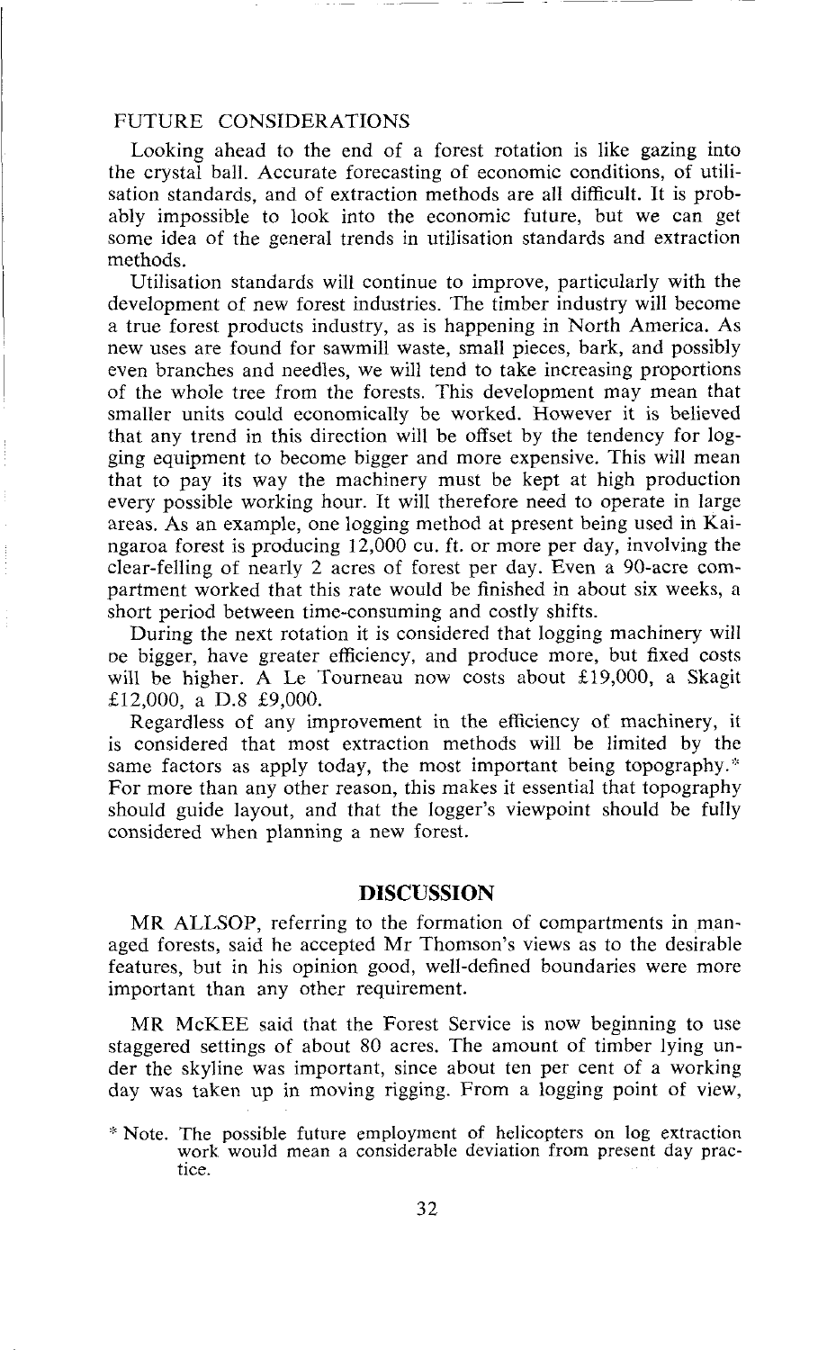## FUTURE CONSIDERATIONS

Looking ahead to the end of a forest rotation is like gazing into the crystal ball. Accurate forecasting of economic conditions, of utilisation standards, and of extraction methods are all difficult. It is probably impossible to look into the economic future, but we can get some idea of the general trends in utilisation standards and extraction methods.

Utilisation standards will continue to improve, particularly with the development of new forest industries. The timber industry will become a true forest products industry, as is happening in North America. As new uses are found for sawmill waste, small pieces, bark, and possibly even branches and needles, we will tend to take increasing proportions of the whole tree from the forests. This development may mean that smaller units could economically be worked. However it is believed that any trend in this direction will be offset by the tendency for logging equipment to become bigger and more expensive. This will mean that to pay its way the machinery must be kept at high production every possible working hour. It will therefore need to operate in large areas. As an example, one logging method at present being used in Kaingaroa forest is producing 12,000 cu. ft. or more per day, involving the clear-felling of nearly 2 acres of forest per day. Even a 90-acre compartment worked that this rate would be finished in about six weeks, a short period between time-consuming and costly shifts.

During the next rotation it is considered that logging machinery will be bigger, have greater efficiency, and produce more, but fixed costs will be higher. A Le Tourneau now costs about £19,000, a Skagit £12,000, a D.8 £9,000.

Regardless of any improvement in the efficiency of machinery, it is considered that most extraction methods will be limited by the same factors as apply today, the most important being topography.* For more than any other reason, this makes it essential that topography should guide layout, and that the logger's viewpoint should be fully considered when planning a new forest.

## DISCUSSION

MR ALLSOP, referring to the formation of compartments in managed forests, said he accepted Mr Thomson's views as to the desirable features, but in his opinion good, well-defined boundaries were more important than any other requirement.

MR McKEE said that the Forest Service is now beginning to use staggered settings of about 80 acres. The amount of timber lying under the skyline was important, since about ten per cent of a working day was taken up in moving rigging. From a logging point of view,

\* Note. The possible future employment of helicopters on log extraction work would mean a considerable deviation from present day practice.